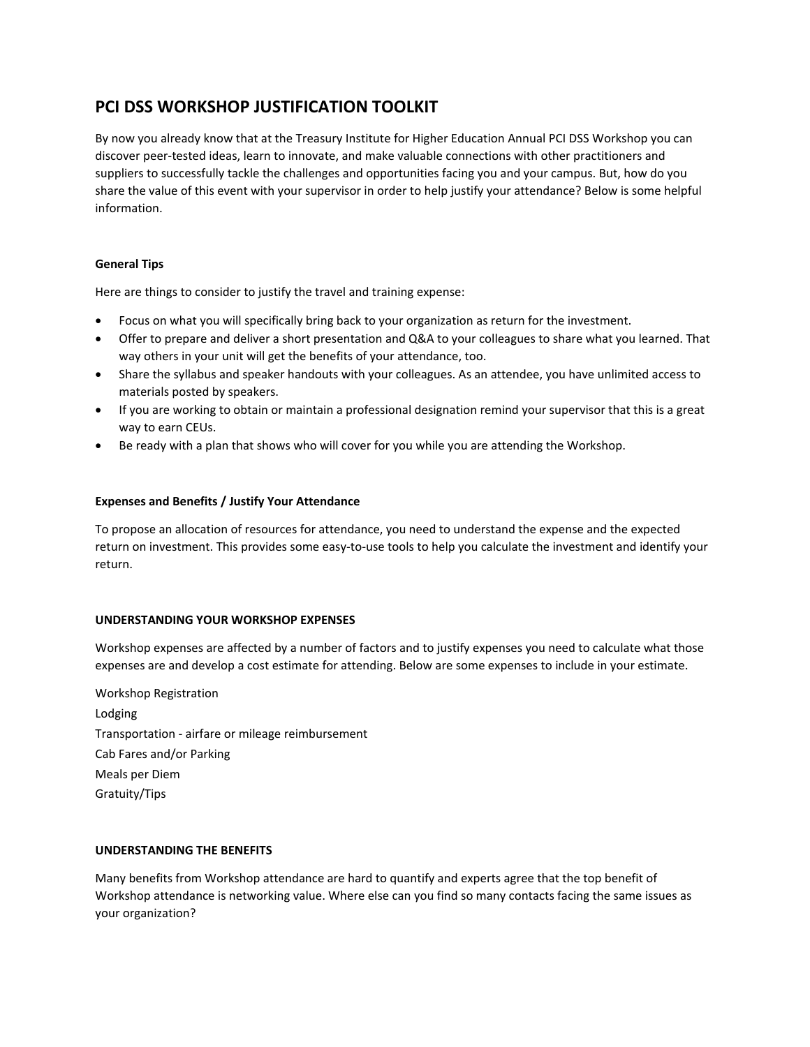# PCI DSS WORKSHOP JUSTIFICATION TOOLKIT

By now you already know that at the Treasury Institute for Higher Education Annual PCI DSS Workshop you can discover peer-tested ideas, learn to innovate, and make valuable connections with other practitioners and suppliers to successfully tackle the challenges and opportunities facing you and your campus. But, how do you share the value of this event with your supervisor in order to help justify your attendance? Below is some helpful information.

**General Tips**

Here are things to consider to justify the travel and training expense:

- Focus on what you will specifically bring back to your organization as return for the investment.
- Offer to prepare and deliver a short presentation and Q&A to your colleagues to share what you learned. That way others in your unit will get the benefits of your attendance, too.
- Share the syllabus and speaker handouts with your colleagues. As an attendee, you have unlimited access to materials posted by speakers.
- If you are working to obtain or maintain a professional designation remind your supervisor that this is a great way to earn CEUs.
- Be ready with a plan that shows who will cover for you while you are attending the Workshop.

**Expenses and Benefits / Justify Your Attendance**

To propose an allocation of resources for attendance, you need to understand the expense and the expected return on investment. This provides some easy-to-use tools to help you calculate the investment and identify your return.

**UNDERSTANDING YOUR WORKSHOP EXPENSES**

Workshop expenses are affected by a number of factors and to justify expenses you need to calculate what those expenses are and develop a cost estimate for attending. Below are some expenses to include in your estimate.

Workshop Registration

Lodging

Transportation - airfare or mileage reimbursement

Cab Fares and/or Parking

Meals per Diem

Gratuity/Tips

**UNDERSTANDING THE BENEFITS**

Many benefits from Workshop attendance are hard to quantify and experts agree that the top benefit of Workshop attendance is networking value. Where else can you find so many contacts facing the same issues as your organization?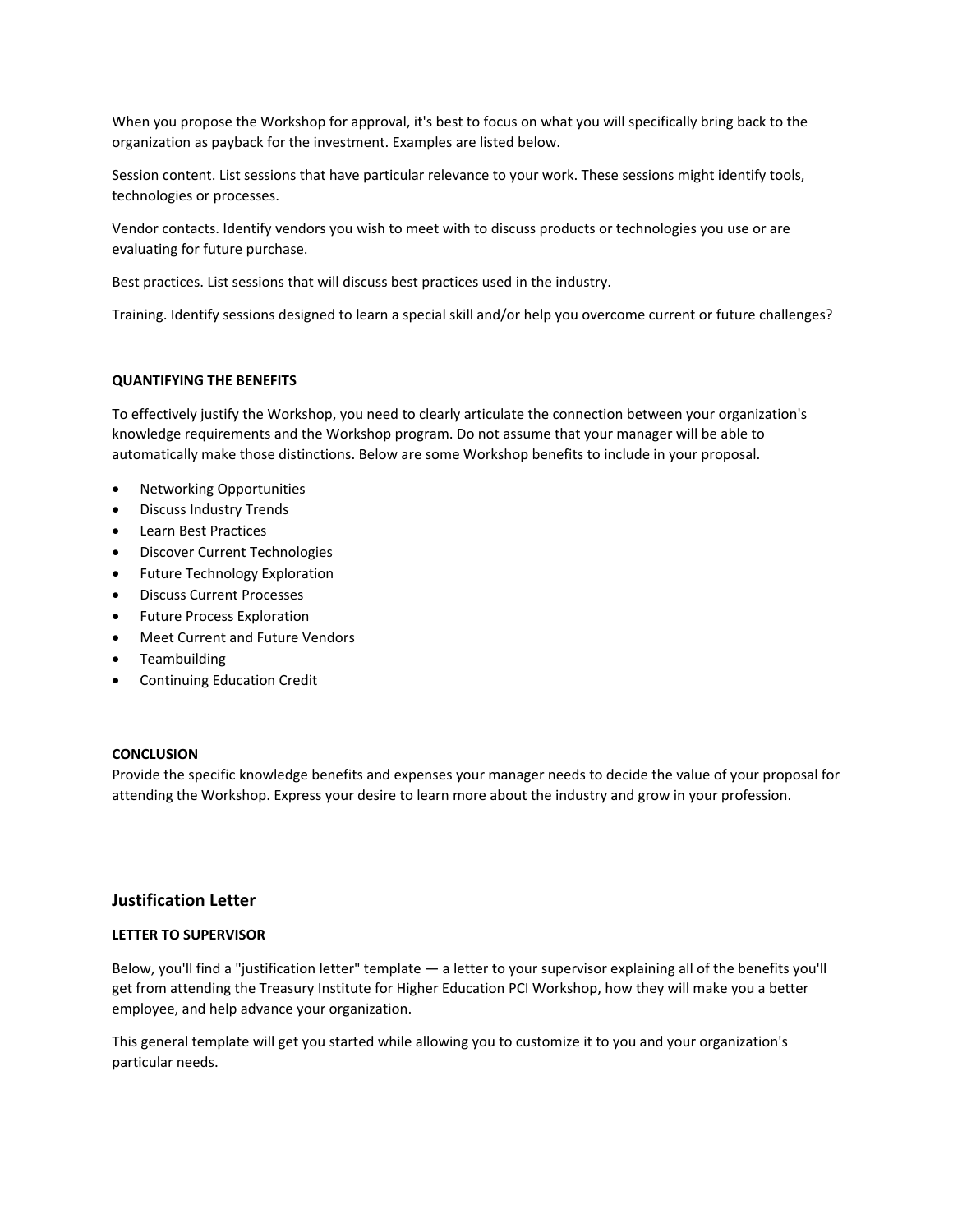When you propose the Workshop for approval, it's best to focus on what you will specifically bring back to the organization as payback for the investment. Examples are listed below.

Session content. List sessions that have particular relevance to your work. These sessions might identify tools, technologies or processes.

Vendor contacts. Identify vendors you wish to meet with to discuss products or technologies you use or are evaluating for future purchase.

Best practices. List sessions that will discuss best practices used in the industry.

Training. Identify sessions designed to learn a special skill and/or help you overcome current or future challenges?

**QUANTIFYING THE BENEFITS**

To effectively justify the Workshop, you need to clearly articulate the connection between your organization's knowledge requirements and the Workshop program. Do not assume that your manager will be able to automatically make those distinctions. Below are some Workshop benefits to include in your proposal.

- Networking Opportunities
- Discuss Industry Trends
- Learn Best Practices
- Discover Current Technologies
- Future Technology Exploration
- Discuss Current Processes
- Future Process Exploration
- Meet Current and Future Vendors
- Teambuilding
- Continuing Education Credit

**CONCLUSION**

Provide the specific knowledge benefits and expenses your manager needs to decide the value of your proposal for attending the Workshop. Express your desire to learn more about the industry and grow in your profession.

## Justification Letter

**LETTER TO SUPERVISOR**

Below, you'll find a "justification letter" template — a letter to your supervisor explaining all of the benefits you'll get from attending the Treasury Institute for Higher Education PCI Workshop, how they will make you a better employee, and help advance your organization.

This general template will get you started while allowing you to customize it to you and your organization's particular needs.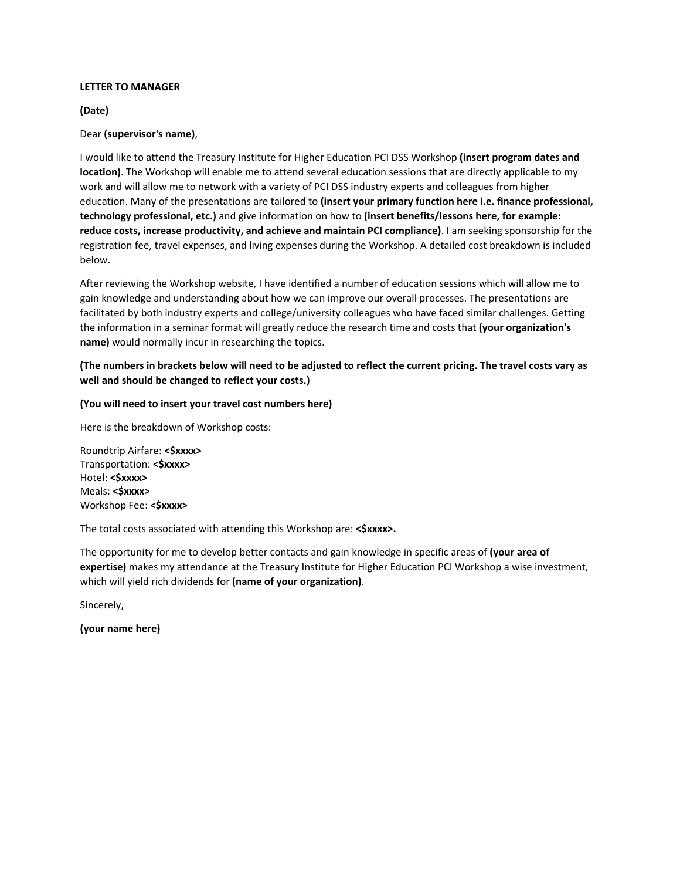<u>**LETTER TO MANAGER**</u>

**(Date)**

Dear **(supervisor's name)**,

I would like to attend the Treasury Institute for Higher Education PCI DSS Workshop **(insert program dates and location)**. The Workshop will enable me to attend several education sessions that are directly applicable to my work and will allow me to network with a variety of PCI DSS industry experts and colleagues from higher education. Many of the presentations are tailored to **(insert your primary function here i.e. finance professional, technology professional, etc.)** and give information on how to **(insert benefits/lessons here, for example: reduce costs, increase productivity, and achieve and maintain PCI compliance)**. I am seeking sponsorship for the registration fee, travel expenses, and living expenses during the Workshop. A detailed cost breakdown is included below.

After reviewing the Workshop website, I have identified a number of education sessions which will allow me to gain knowledge and understanding about how we can improve our overall processes. The presentations are facilitated by both industry experts and college/university colleagues who have faced similar challenges. Getting the information in a seminar format will greatly reduce the research time and costs that **(your organization's name)** would normally incur in researching the topics.

**(The numbers in brackets below will need to be adjusted to reflect the current pricing. The travel costs vary as well and should be changed to reflect your costs.)**

**(You will need to insert your travel cost numbers here)**

Here is the breakdown of Workshop costs:

Roundtrip Airfare: **<$xxxx>**
Transportation: **<$xxxx>**
Hotel: **<$xxxx>**
Meals: **<$xxxx>**
Workshop Fee: **<$xxxx>**

The total costs associated with attending this Workshop are: **<$xxxx>.**

The opportunity for me to develop better contacts and gain knowledge in specific areas of **(your area of expertise)** makes my attendance at the Treasury Institute for Higher Education PCI Workshop a wise investment, which will yield rich dividends for **(name of your organization)**.

Sincerely,

**(your name here)**